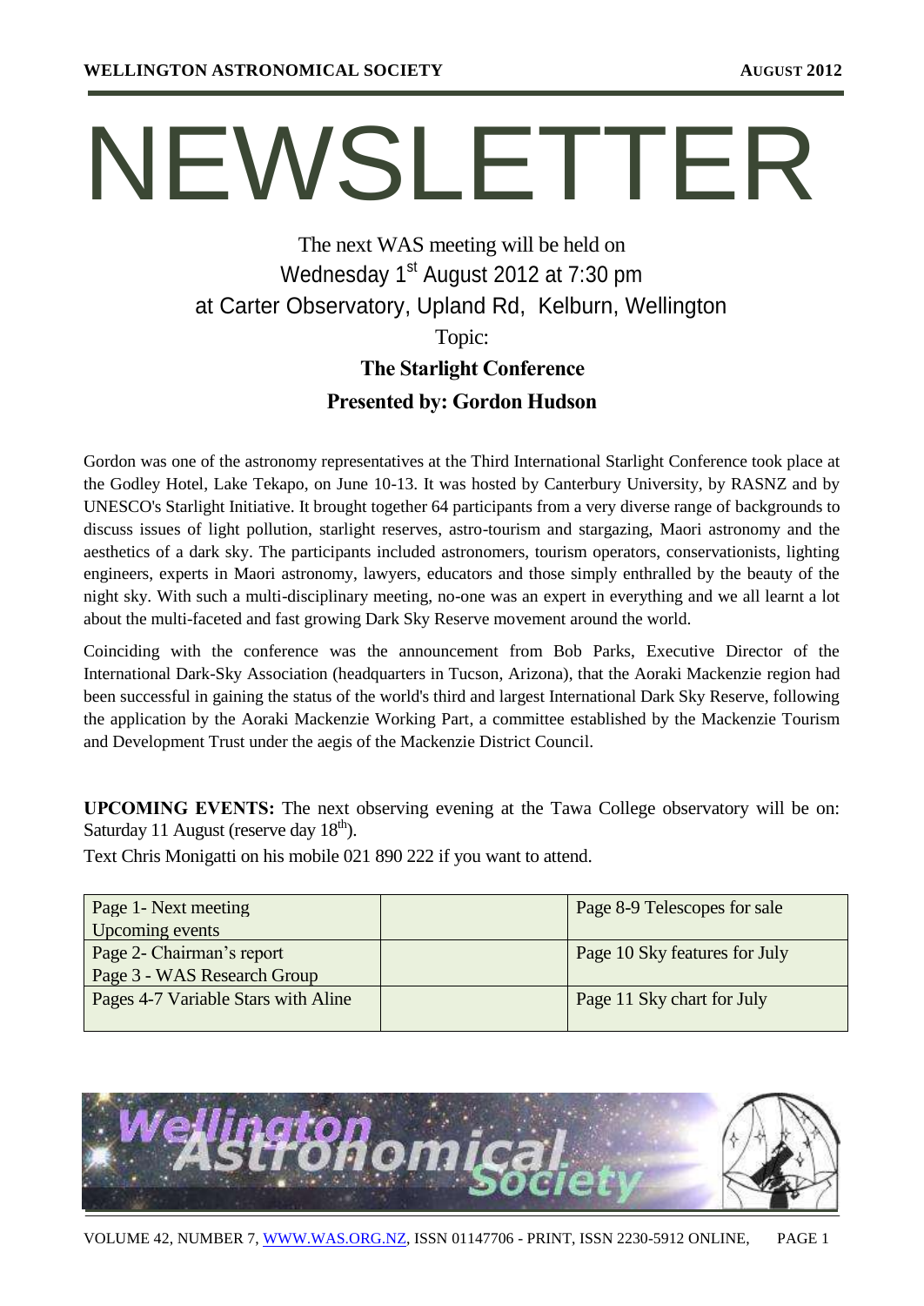# NEWSLETTER

The next WAS meeting will be held on
Wednesday 1st August 2012 at 7:30 pm
at Carter Observatory, Upland Rd, Kelburn, Wellington

Topic:

**The Starlight Conference**

**Presented by: Gordon Hudson**

Gordon was one of the astronomy representatives at the Third International Starlight Conference took place at the Godley Hotel, Lake Tekapo, on June 10-13. It was hosted by Canterbury University, by RASNZ and by UNESCO's Starlight Initiative. It brought together 64 participants from a very diverse range of backgrounds to discuss issues of light pollution, starlight reserves, astro-tourism and stargazing, Maori astronomy and the aesthetics of a dark sky. The participants included astronomers, tourism operators, conservationists, lighting engineers, experts in Maori astronomy, lawyers, educators and those simply enthralled by the beauty of the night sky. With such a multi-disciplinary meeting, no-one was an expert in everything and we all learnt a lot about the multi-faceted and fast growing Dark Sky Reserve movement around the world.

Coinciding with the conference was the announcement from Bob Parks, Executive Director of the International Dark-Sky Association (headquarters in Tucson, Arizona), that the Aoraki Mackenzie region had been successful in gaining the status of the world's third and largest International Dark Sky Reserve, following the application by the Aoraki Mackenzie Working Part, a committee established by the Mackenzie Tourism and Development Trust under the aegis of the Mackenzie District Council.

**UPCOMING EVENTS:** The next observing evening at the Tawa College observatory will be on: Saturday 11 August (reserve day 18th).

Text Chris Monigatti on his mobile 021 890 222 if you want to attend.

| | | |
|---|---|---|
| Page 1- Next meeting<br>Upcoming events | | Page 8-9 Telescopes for sale |
| Page 2- Chairman's report<br>Page 3 - WAS Research Group | | Page 10 Sky features for July |
| Pages 4-7 Variable Stars with Aline | | Page 11 Sky chart for July |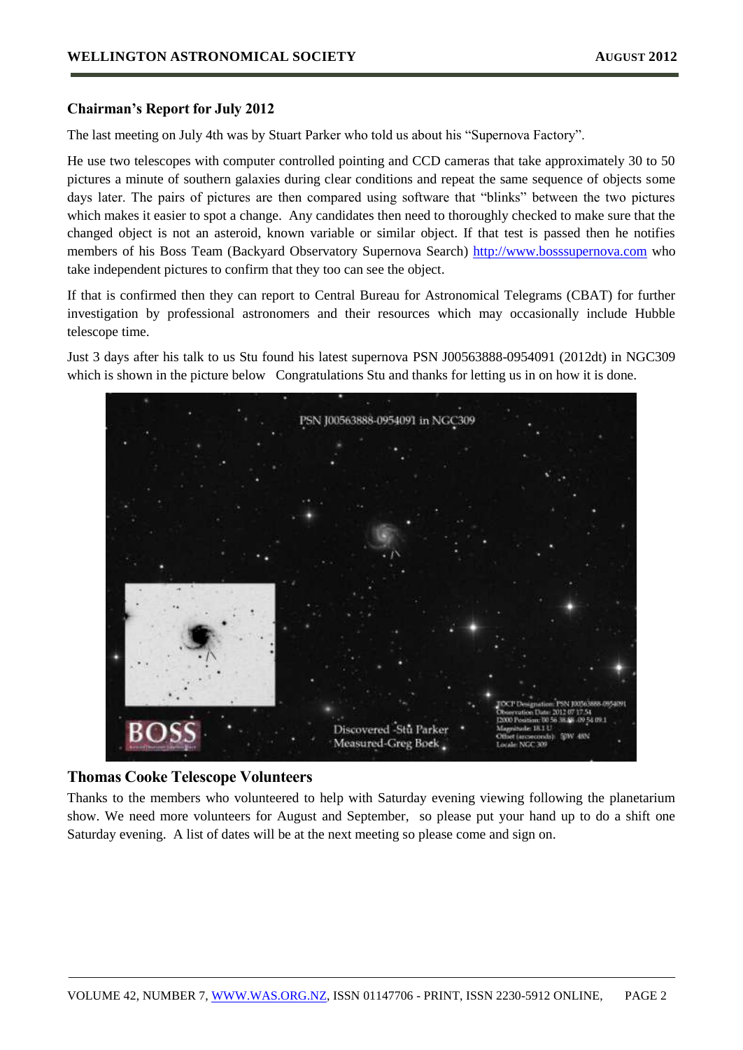## Chairman's Report for July 2012

The last meeting on July 4th was by Stuart Parker who told us about his "Supernova Factory".

He use two telescopes with computer controlled pointing and CCD cameras that take approximately 30 to 50 pictures a minute of southern galaxies during clear conditions and repeat the same sequence of objects some days later. The pairs of pictures are then compared using software that "blinks" between the two pictures which makes it easier to spot a change. Any candidates then need to thoroughly checked to make sure that the changed object is not an asteroid, known variable or similar object. If that test is passed then he notifies members of his Boss Team (Backyard Observatory Supernova Search) http://www.bosssupernova.com who take independent pictures to confirm that they too can see the object.

If that is confirmed then they can report to Central Bureau for Astronomical Telegrams (CBAT) for further investigation by professional astronomers and their resources which may occasionally include Hubble telescope time.

Just 3 days after his talk to us Stu found his latest supernova PSN J00563888-0954091 (2012dt) in NGC309 which is shown in the picture below Congratulations Stu and thanks for letting us in on how it is done.

## Thomas Cooke Telescope Volunteers

Thanks to the members who volunteered to help with Saturday evening viewing following the planetarium show. We need more volunteers for August and September, so please put your hand up to do a shift one Saturday evening. A list of dates will be at the next meeting so please come and sign on.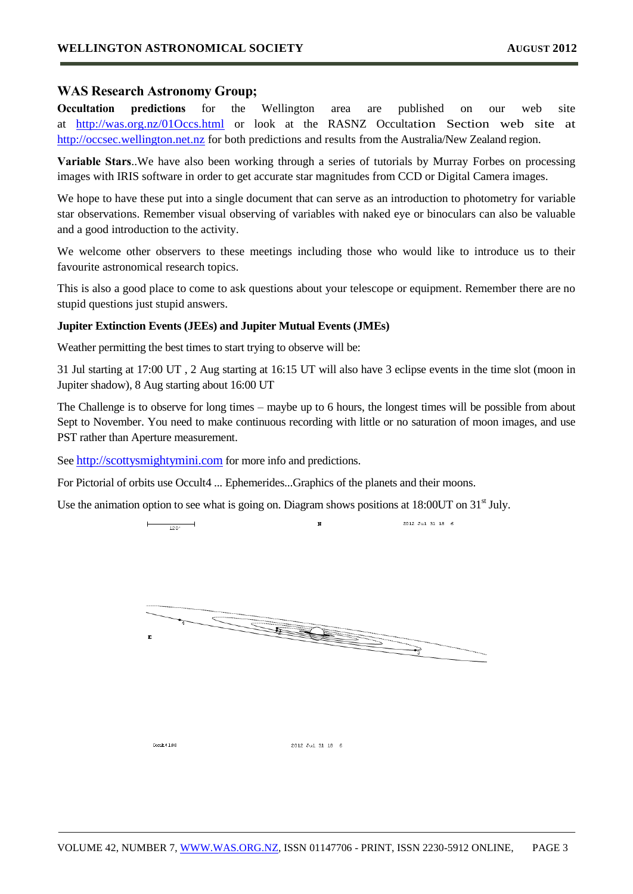## WAS Research Astronomy Group;

**Occultation predictions** for the Wellington area are published on our web site at http://was.org.nz/01Occs.html or look at the RASNZ Occultation Section web site at http://occsec.wellington.net.nz for both predictions and results from the Australia/New Zealand region.

**Variable Stars**..We have also been working through a series of tutorials by Murray Forbes on processing images with IRIS software in order to get accurate star magnitudes from CCD or Digital Camera images.

We hope to have these put into a single document that can serve as an introduction to photometry for variable star observations. Remember visual observing of variables with naked eye or binoculars can also be valuable and a good introduction to the activity.

We welcome other observers to these meetings including those who would like to introduce us to their favourite astronomical research topics.

This is also a good place to come to ask questions about your telescope or equipment. Remember there are no stupid questions just stupid answers.

**Jupiter Extinction Events (JEEs) and Jupiter Mutual Events (JMEs)**

Weather permitting the best times to start trying to observe will be:

31 Jul starting at 17:00 UT , 2 Aug starting at 16:15 UT will also have 3 eclipse events in the time slot (moon in Jupiter shadow), 8 Aug starting about 16:00 UT

The Challenge is to observe for long times – maybe up to 6 hours, the longest times will be possible from about Sept to November. You need to make continuous recording with little or no saturation of moon images, and use PST rather than Aperture measurement.

See http://scottysmightymini.com for more info and predictions.

For Pictorial of orbits use Occult4 ... Ephemerides...Graphics of the planets and their moons.

Use the animation option to see what is going on. Diagram shows positions at 18:00UT on 31st July.

120' N 2012 Jul 31 18 6

E

Occult 4.1.0.0 2012 Jul 31 18 6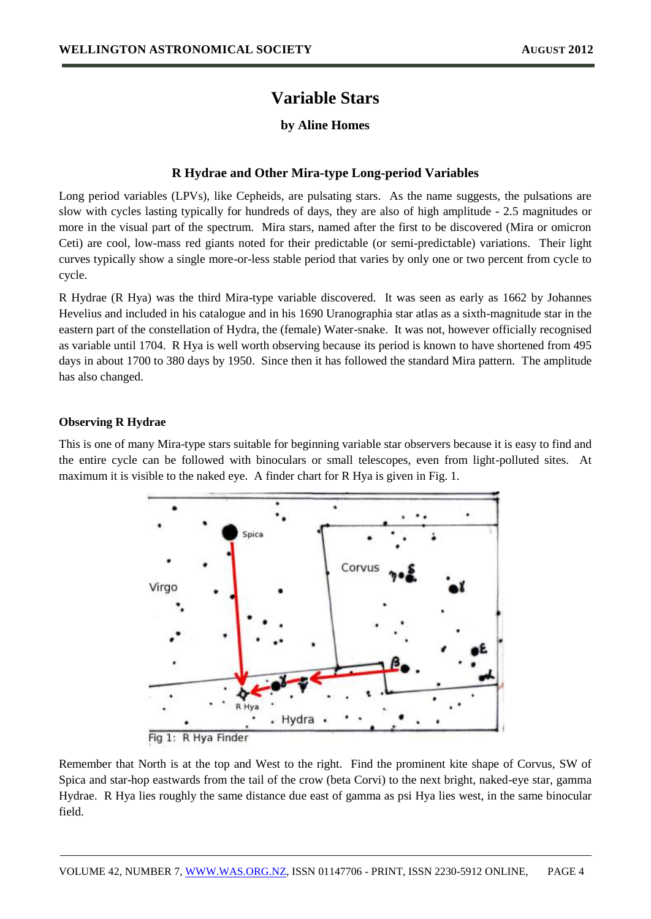# Variable Stars

**by Aline Homes**

### R Hydrae and Other Mira-type Long-period Variables

Long period variables (LPVs), like Cepheids, are pulsating stars. As the name suggests, the pulsations are slow with cycles lasting typically for hundreds of days, they are also of high amplitude - 2.5 magnitudes or more in the visual part of the spectrum. Mira stars, named after the first to be discovered (Mira or omicron Ceti) are cool, low-mass red giants noted for their predictable (or semi-predictable) variations. Their light curves typically show a single more-or-less stable period that varies by only one or two percent from cycle to cycle.

R Hydrae (R Hya) was the third Mira-type variable discovered. It was seen as early as 1662 by Johannes Hevelius and included in his catalogue and in his 1690 Uranographia star atlas as a sixth-magnitude star in the eastern part of the constellation of Hydra, the (female) Water-snake. It was not, however officially recognised as variable until 1704. R Hya is well worth observing because its period is known to have shortened from 495 days in about 1700 to 380 days by 1950. Since then it has followed the standard Mira pattern. The amplitude has also changed.

#### Observing R Hydrae

This is one of many Mira-type stars suitable for beginning variable star observers because it is easy to find and the entire cycle can be followed with binoculars or small telescopes, even from light-polluted sites. At maximum it is visible to the naked eye. A finder chart for R Hya is given in Fig. 1.

Fig 1: R Hya Finder

Remember that North is at the top and West to the right. Find the prominent kite shape of Corvus, SW of Spica and star-hop eastwards from the tail of the crow (beta Corvi) to the next bright, naked-eye star, gamma Hydrae. R Hya lies roughly the same distance due east of gamma as psi Hya lies west, in the same binocular field.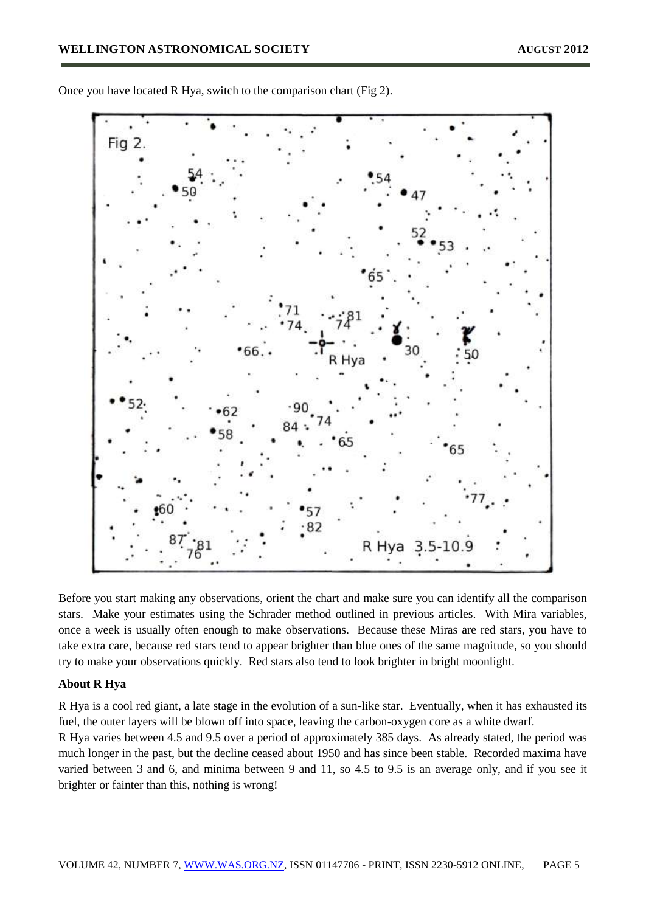Once you have located R Hya, switch to the comparison chart (Fig 2).

Before you start making any observations, orient the chart and make sure you can identify all the comparison stars. Make your estimates using the Schrader method outlined in previous articles. With Mira variables, once a week is usually often enough to make observations. Because these Miras are red stars, you have to take extra care, because red stars tend to appear brighter than blue ones of the same magnitude, so you should try to make your observations quickly. Red stars also tend to look brighter in bright moonlight.

**About R Hya**

R Hya is a cool red giant, a late stage in the evolution of a sun-like star. Eventually, when it has exhausted its fuel, the outer layers will be blown off into space, leaving the carbon-oxygen core as a white dwarf.

R Hya varies between 4.5 and 9.5 over a period of approximately 385 days. As already stated, the period was much longer in the past, but the decline ceased about 1950 and has since been stable. Recorded maxima have varied between 3 and 6, and minima between 9 and 11, so 4.5 to 9.5 is an average only, and if you see it brighter or fainter than this, nothing is wrong!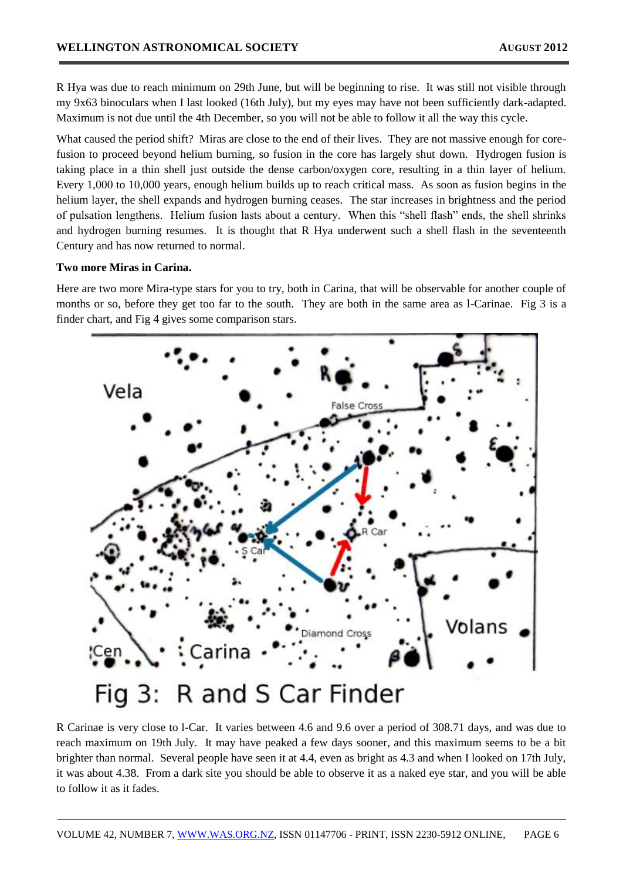R Hya was due to reach minimum on 29th June, but will be beginning to rise. It was still not visible through my 9x63 binoculars when I last looked (16th July), but my eyes may have not been sufficiently dark-adapted. Maximum is not due until the 4th December, so you will not be able to follow it all the way this cycle.

What caused the period shift? Miras are close to the end of their lives. They are not massive enough for core-fusion to proceed beyond helium burning, so fusion in the core has largely shut down. Hydrogen fusion is taking place in a thin shell just outside the dense carbon/oxygen core, resulting in a thin layer of helium. Every 1,000 to 10,000 years, enough helium builds up to reach critical mass. As soon as fusion begins in the helium layer, the shell expands and hydrogen burning ceases. The star increases in brightness and the period of pulsation lengthens. Helium fusion lasts about a century. When this "shell flash" ends, the shell shrinks and hydrogen burning resumes. It is thought that R Hya underwent such a shell flash in the seventeenth Century and has now returned to normal.

**Two more Miras in Carina.**

Here are two more Mira-type stars for you to try, both in Carina, that will be observable for another couple of months or so, before they get too far to the south. They are both in the same area as l-Carinae. Fig 3 is a finder chart, and Fig 4 gives some comparison stars.

Fig 3: R and S Car Finder

R Carinae is very close to l-Car. It varies between 4.6 and 9.6 over a period of 308.71 days, and was due to reach maximum on 19th July. It may have peaked a few days sooner, and this maximum seems to be a bit brighter than normal. Several people have seen it at 4.4, even as bright as 4.3 and when I looked on 17th July, it was about 4.38. From a dark site you should be able to observe it as a naked eye star, and you will be able to follow it as it fades.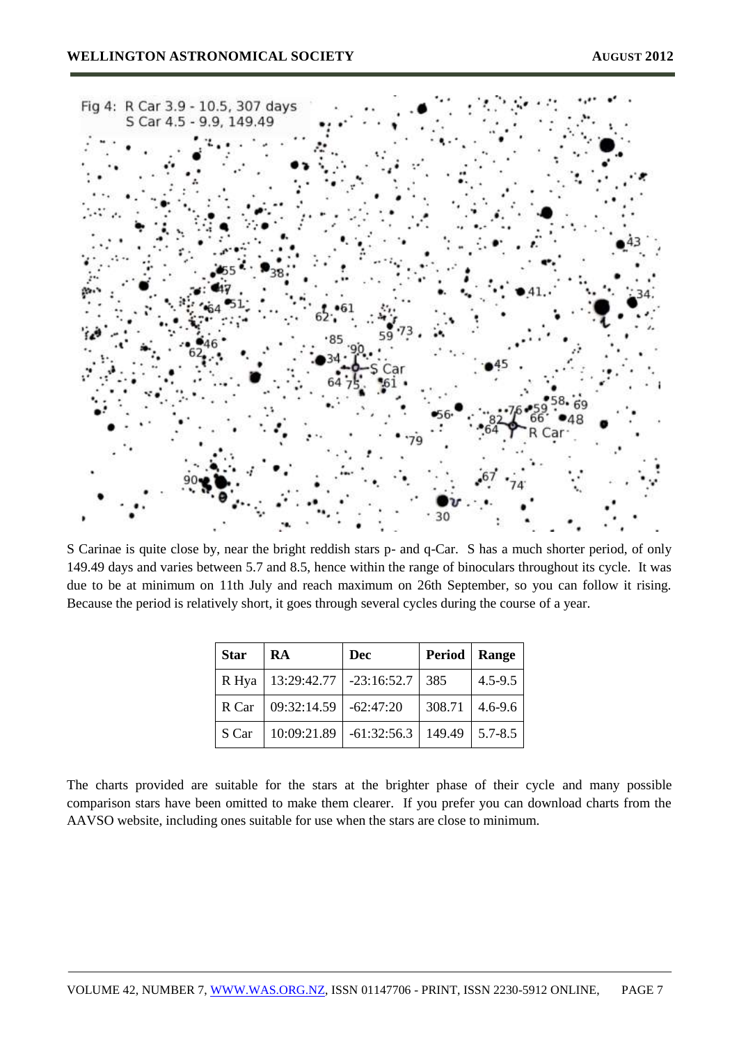Fig 4: R Car 3.9 - 10.5, 307 days
S Car 4.5 - 9.9, 149.49

S Carinae is quite close by, near the bright reddish stars p- and q-Car. S has a much shorter period, of only 149.49 days and varies between 5.7 and 8.5, hence within the range of binoculars throughout its cycle. It was due to be at minimum on 11th July and reach maximum on 26th September, so you can follow it rising. Because the period is relatively short, it goes through several cycles during the course of a year.

| Star | RA | Dec | Period | Range |
|---|---|---|---|---|
| R Hya | 13:29:42.77 | -23:16:52.7 | 385 | 4.5-9.5 |
| R Car | 09:32:14.59 | -62:47:20 | 308.71 | 4.6-9.6 |
| S Car | 10:09:21.89 | -61:32:56.3 | 149.49 | 5.7-8.5 |

The charts provided are suitable for the stars at the brighter phase of their cycle and many possible comparison stars have been omitted to make them clearer. If you prefer you can download charts from the AAVSO website, including ones suitable for use when the stars are close to minimum.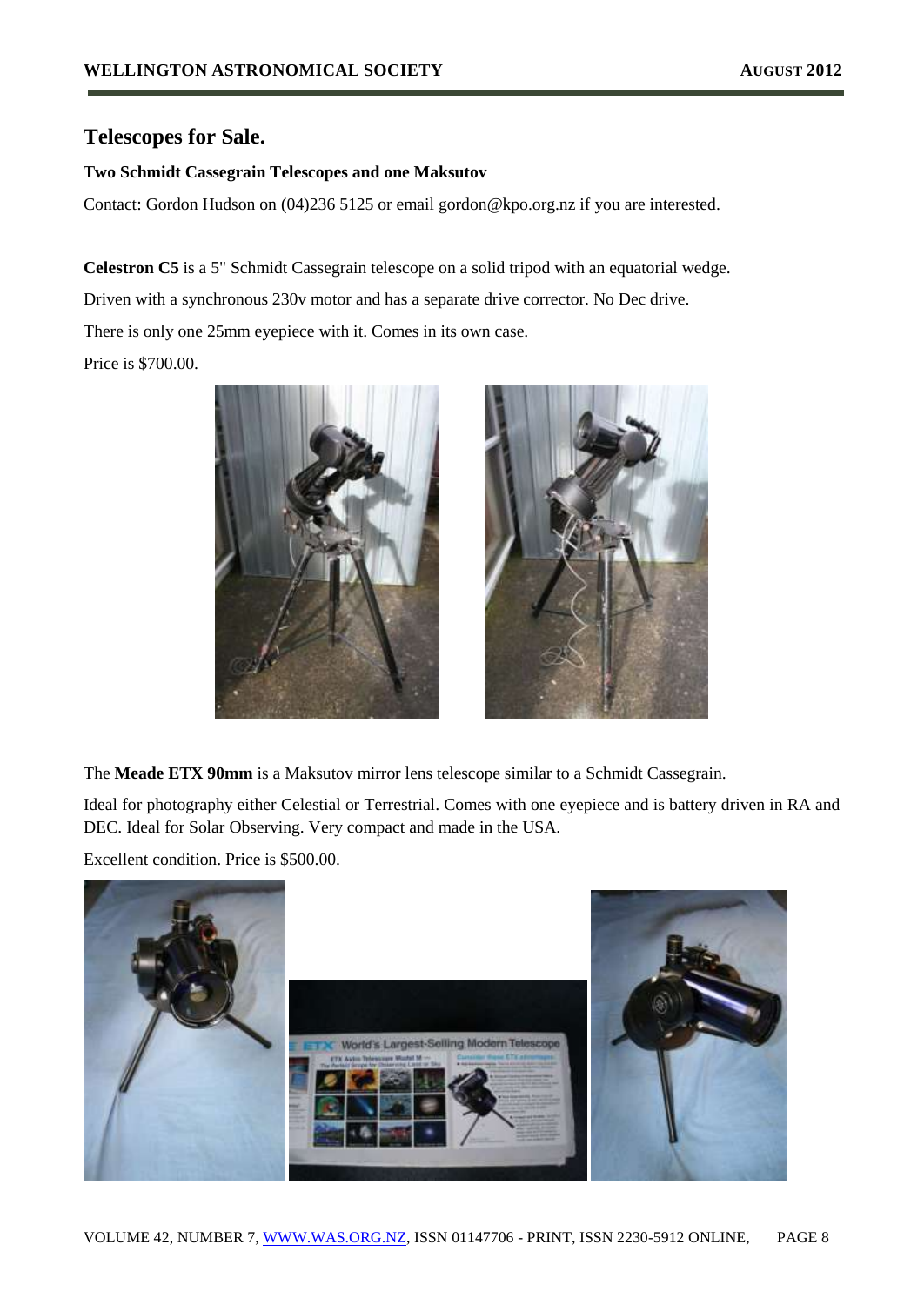## Telescopes for Sale.

**Two Schmidt Cassegrain Telescopes and one Maksutov**

Contact: Gordon Hudson on (04)236 5125 or email gordon@kpo.org.nz if you are interested.

**Celestron C5** is a 5" Schmidt Cassegrain telescope on a solid tripod with an equatorial wedge.

Driven with a synchronous 230v motor and has a separate drive corrector. No Dec drive.

There is only one 25mm eyepiece with it. Comes in its own case.

Price is $700.00.

The **Meade ETX 90mm** is a Maksutov mirror lens telescope similar to a Schmidt Cassegrain.

Ideal for photography either Celestial or Terrestrial. Comes with one eyepiece and is battery driven in RA and DEC. Ideal for Solar Observing. Very compact and made in the USA.

Excellent condition. Price is $500.00.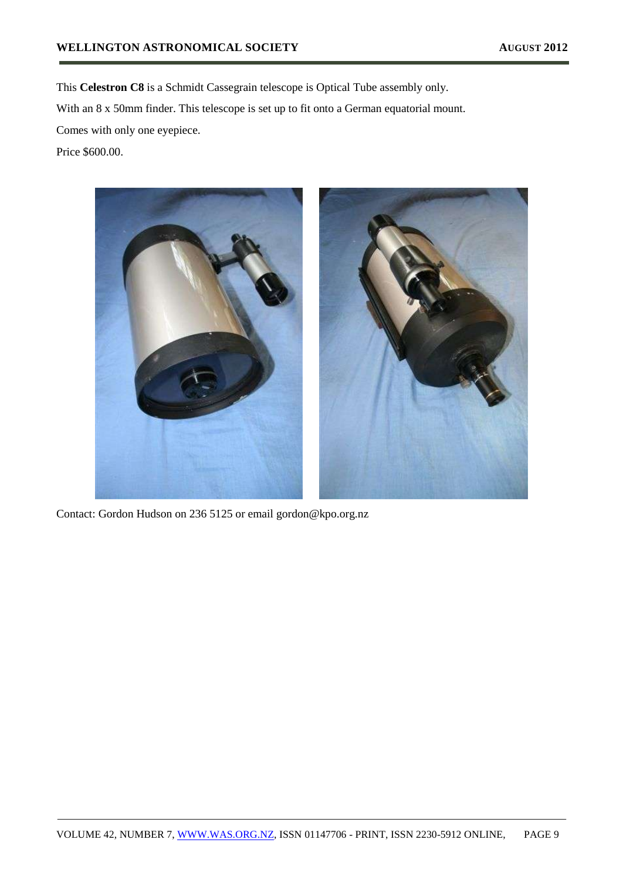This **Celestron C8** is a Schmidt Cassegrain telescope is Optical Tube assembly only.

With an 8 x 50mm finder. This telescope is set up to fit onto a German equatorial mount.

Comes with only one eyepiece.

Price $600.00.

Contact: Gordon Hudson on 236 5125 or email gordon@kpo.org.nz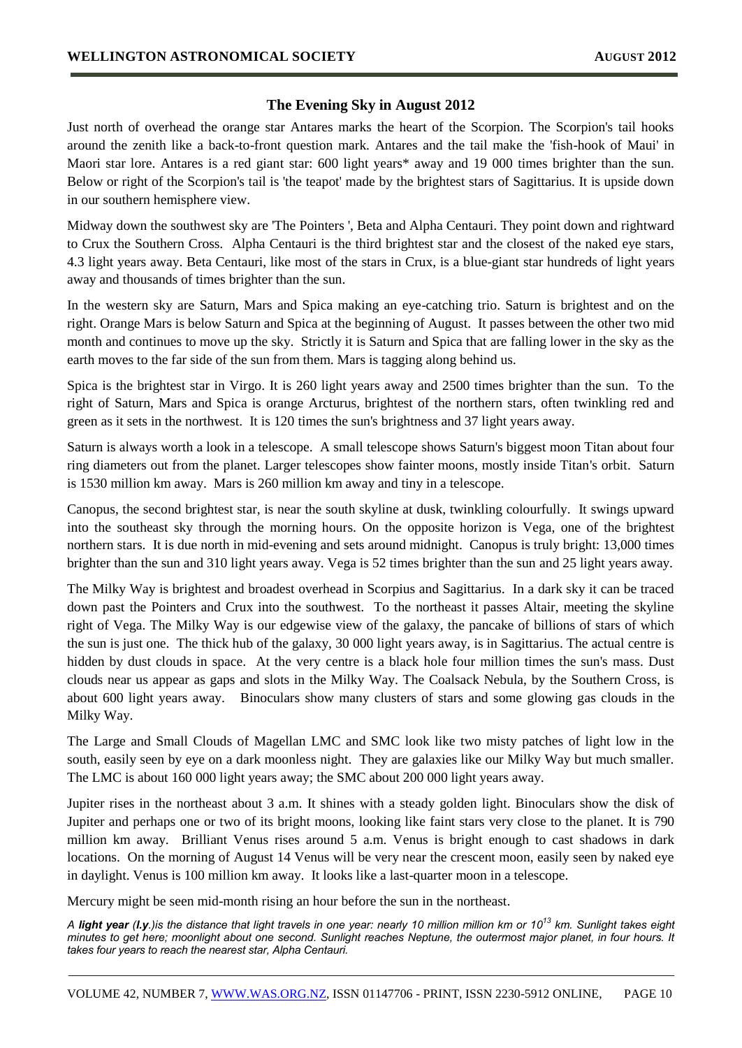## The Evening Sky in August 2012

Just north of overhead the orange star Antares marks the heart of the Scorpion. The Scorpion's tail hooks around the zenith like a back-to-front question mark. Antares and the tail make the 'fish-hook of Maui' in Maori star lore. Antares is a red giant star: 600 light years* away and 19 000 times brighter than the sun. Below or right of the Scorpion's tail is 'the teapot' made by the brightest stars of Sagittarius. It is upside down in our southern hemisphere view.

Midway down the southwest sky are 'The Pointers ', Beta and Alpha Centauri. They point down and rightward to Crux the Southern Cross. Alpha Centauri is the third brightest star and the closest of the naked eye stars, 4.3 light years away. Beta Centauri, like most of the stars in Crux, is a blue-giant star hundreds of light years away and thousands of times brighter than the sun.

In the western sky are Saturn, Mars and Spica making an eye-catching trio. Saturn is brightest and on the right. Orange Mars is below Saturn and Spica at the beginning of August. It passes between the other two mid month and continues to move up the sky. Strictly it is Saturn and Spica that are falling lower in the sky as the earth moves to the far side of the sun from them. Mars is tagging along behind us.

Spica is the brightest star in Virgo. It is 260 light years away and 2500 times brighter than the sun. To the right of Saturn, Mars and Spica is orange Arcturus, brightest of the northern stars, often twinkling red and green as it sets in the northwest. It is 120 times the sun's brightness and 37 light years away.

Saturn is always worth a look in a telescope. A small telescope shows Saturn's biggest moon Titan about four ring diameters out from the planet. Larger telescopes show fainter moons, mostly inside Titan's orbit. Saturn is 1530 million km away. Mars is 260 million km away and tiny in a telescope.

Canopus, the second brightest star, is near the south skyline at dusk, twinkling colourfully. It swings upward into the southeast sky through the morning hours. On the opposite horizon is Vega, one of the brightest northern stars. It is due north in mid-evening and sets around midnight. Canopus is truly bright: 13,000 times brighter than the sun and 310 light years away. Vega is 52 times brighter than the sun and 25 light years away.

The Milky Way is brightest and broadest overhead in Scorpius and Sagittarius. In a dark sky it can be traced down past the Pointers and Crux into the southwest. To the northeast it passes Altair, meeting the skyline right of Vega. The Milky Way is our edgewise view of the galaxy, the pancake of billions of stars of which the sun is just one. The thick hub of the galaxy, 30 000 light years away, is in Sagittarius. The actual centre is hidden by dust clouds in space. At the very centre is a black hole four million times the sun's mass. Dust clouds near us appear as gaps and slots in the Milky Way. The Coalsack Nebula, by the Southern Cross, is about 600 light years away. Binoculars show many clusters of stars and some glowing gas clouds in the Milky Way.

The Large and Small Clouds of Magellan LMC and SMC look like two misty patches of light low in the south, easily seen by eye on a dark moonless night. They are galaxies like our Milky Way but much smaller. The LMC is about 160 000 light years away; the SMC about 200 000 light years away.

Jupiter rises in the northeast about 3 a.m. It shines with a steady golden light. Binoculars show the disk of Jupiter and perhaps one or two of its bright moons, looking like faint stars very close to the planet. It is 790 million km away. Brilliant Venus rises around 5 a.m. Venus is bright enough to cast shadows in dark locations. On the morning of August 14 Venus will be very near the crescent moon, easily seen by naked eye in daylight. Venus is 100 million km away. It looks like a last-quarter moon in a telescope.

Mercury might be seen mid-month rising an hour before the sun in the northeast.

*A **light year** (**l.y**.)is the distance that light travels in one year: nearly 10 million million km or $10^{13}$ km. Sunlight takes eight minutes to get here; moonlight about one second. Sunlight reaches Neptune, the outermost major planet, in four hours. It takes four years to reach the nearest star, Alpha Centauri.*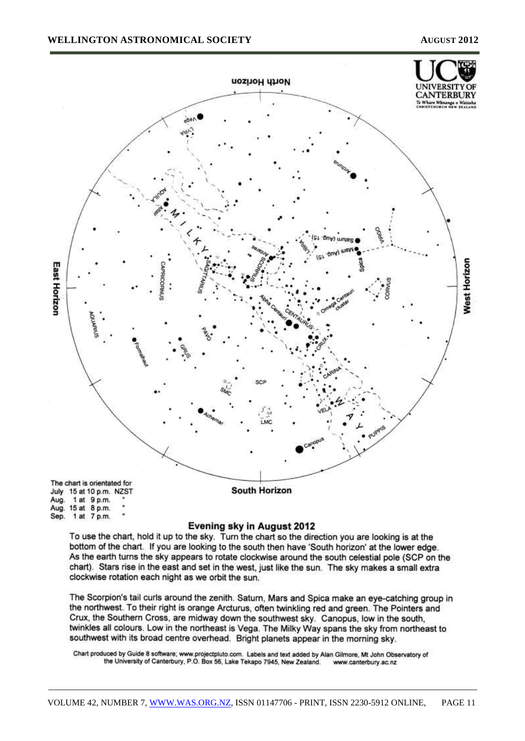North Horizon

East Horizon

West Horizon

South Horizon

Vega
LYRA
Arcturus
AQUILA
Altair
MILKY
Saturn (Aug. 15)
VIRGO
LIBRA
Mars (Aug. 15)
Antares
Spica
CAPRICORNUS
SAGITTARIUS
SCORPIUS
CORVUS
Omega Centauri cluster
Alpha Centauri
CENTAURUS
AQUARIUS
PAVO
Fomalhaut
GRUS
CRUX
CARINA
SCP
SMC
WAY
VELA
Achernar
LMC
PUPPIS
Canopus

The chart is orientated for
July 15 at 10 p.m. NZST
Aug. 1 at 9 p.m. "
Aug. 15 at 8 p.m. "
Sep. 1 at 7 p.m. "

## Evening sky in August 2012

To use the chart, hold it up to the sky. Turn the chart so the direction you are looking is at the bottom of the chart. If you are looking to the south then have 'South horizon' at the lower edge. As the earth turns the sky appears to rotate clockwise around the south celestial pole (SCP on the chart). Stars rise in the east and set in the west, just like the sun. The sky makes a small extra clockwise rotation each night as we orbit the sun.

The Scorpion's tail curls around the zenith. Saturn, Mars and Spica make an eye-catching group in the northwest. To their right is orange Arcturus, often twinkling red and green. The Pointers and Crux, the Southern Cross, are midway down the southwest sky. Canopus, low in the south, twinkles all colours. Low in the northeast is Vega. The Milky Way spans the sky from northeast to southwest with its broad centre overhead. Bright planets appear in the morning sky.

Chart produced by Guide 8 software; www.projectpluto.com. Labels and text added by Alan Gilmore, Mt John Observatory of the University of Canterbury, P.O. Box 56, Lake Tekapo 7945, New Zealand. www.canterbury.ac.nz